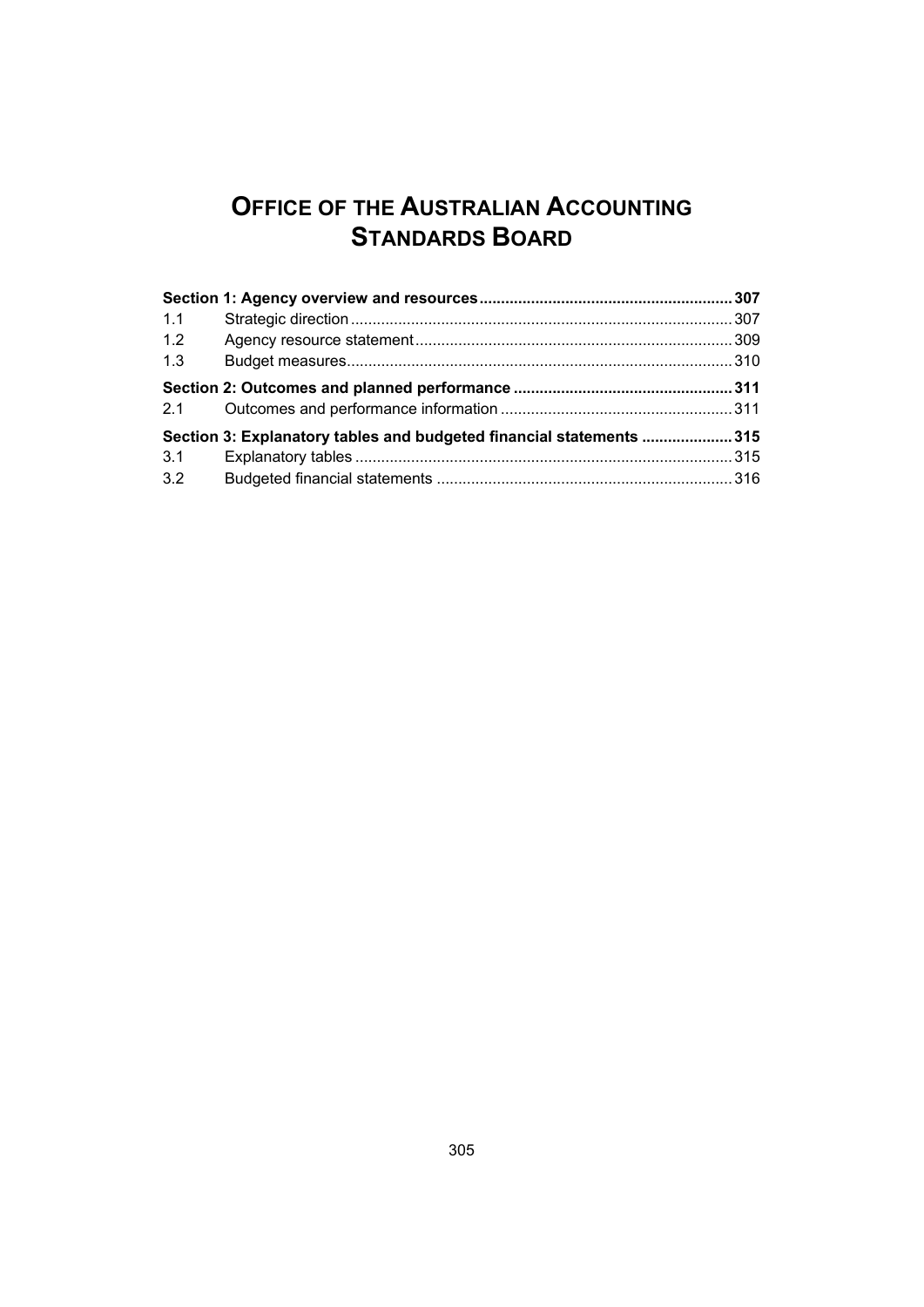# OFFICE OF THE AUSTRALIAN ACCOUNTING STANDARDS BOARD

| | | |
|---|---|---|
| **Section 1: Agency overview and resources** | | **307** |
| 1.1 | Strategic direction | 307 |
| 1.2 | Agency resource statement | 309 |
| 1.3 | Budget measures | 310 |
| **Section 2: Outcomes and planned performance** | | **311** |
| 2.1 | Outcomes and performance information | 311 |
| **Section 3: Explanatory tables and budgeted financial statements** | | **315** |
| 3.1 | Explanatory tables | 315 |
| 3.2 | Budgeted financial statements | 316 |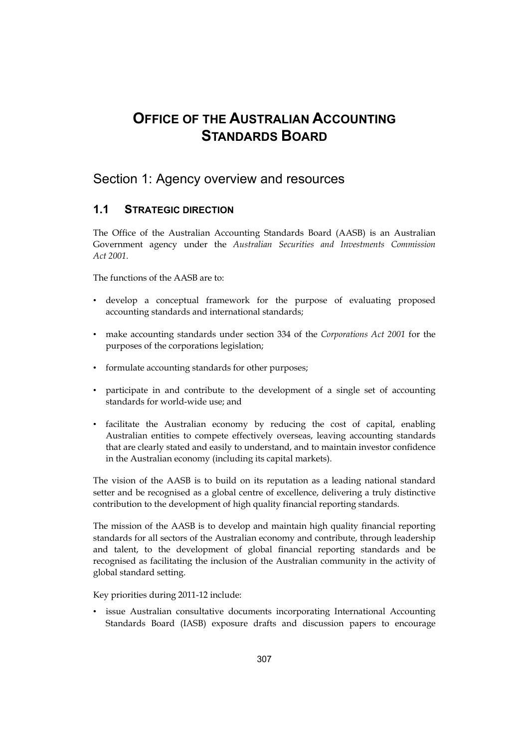# Office of the Australian Accounting Standards Board

## Section 1: Agency overview and resources

### 1.1 Strategic direction

The Office of the Australian Accounting Standards Board (AASB) is an Australian Government agency under the *Australian Securities and Investments Commission Act 2001*.

The functions of the AASB are to:

- develop a conceptual framework for the purpose of evaluating proposed accounting standards and international standards;
- make accounting standards under section 334 of the *Corporations Act 2001* for the purposes of the corporations legislation;
- formulate accounting standards for other purposes;
- participate in and contribute to the development of a single set of accounting standards for world-wide use; and
- facilitate the Australian economy by reducing the cost of capital, enabling Australian entities to compete effectively overseas, leaving accounting standards that are clearly stated and easily to understand, and to maintain investor confidence in the Australian economy (including its capital markets).

The vision of the AASB is to build on its reputation as a leading national standard setter and be recognised as a global centre of excellence, delivering a truly distinctive contribution to the development of high quality financial reporting standards.

The mission of the AASB is to develop and maintain high quality financial reporting standards for all sectors of the Australian economy and contribute, through leadership and talent, to the development of global financial reporting standards and be recognised as facilitating the inclusion of the Australian community in the activity of global standard setting.

Key priorities during 2011-12 include:

- issue Australian consultative documents incorporating International Accounting Standards Board (IASB) exposure drafts and discussion papers to encourage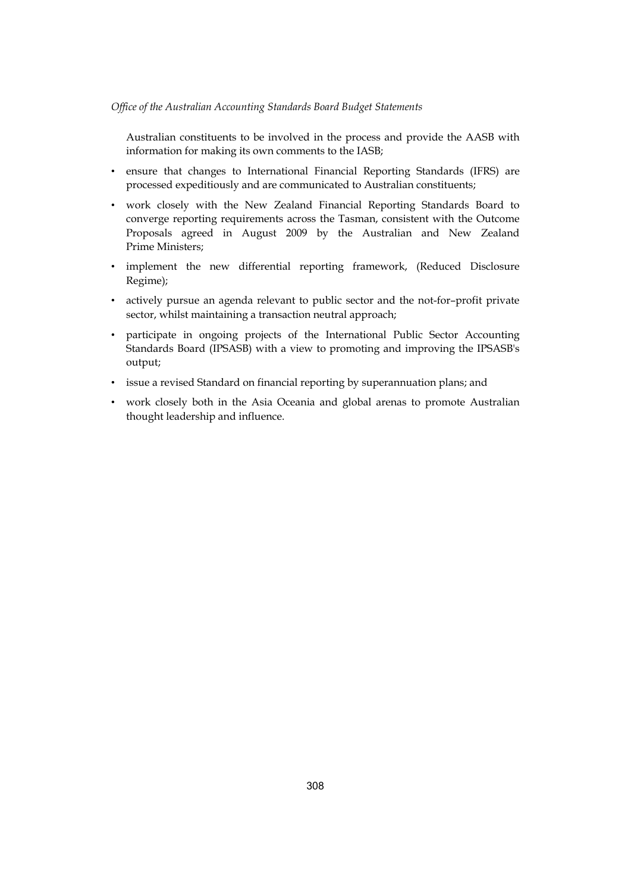Australian constituents to be involved in the process and provide the AASB with information for making its own comments to the IASB;

- ensure that changes to International Financial Reporting Standards (IFRS) are processed expeditiously and are communicated to Australian constituents;
- work closely with the New Zealand Financial Reporting Standards Board to converge reporting requirements across the Tasman, consistent with the Outcome Proposals agreed in August 2009 by the Australian and New Zealand Prime Ministers;
- implement the new differential reporting framework, (Reduced Disclosure Regime);
- actively pursue an agenda relevant to public sector and the not-for–profit private sector, whilst maintaining a transaction neutral approach;
- participate in ongoing projects of the International Public Sector Accounting Standards Board (IPSASB) with a view to promoting and improving the IPSASB's output;
- issue a revised Standard on financial reporting by superannuation plans; and
- work closely both in the Asia Oceania and global arenas to promote Australian thought leadership and influence.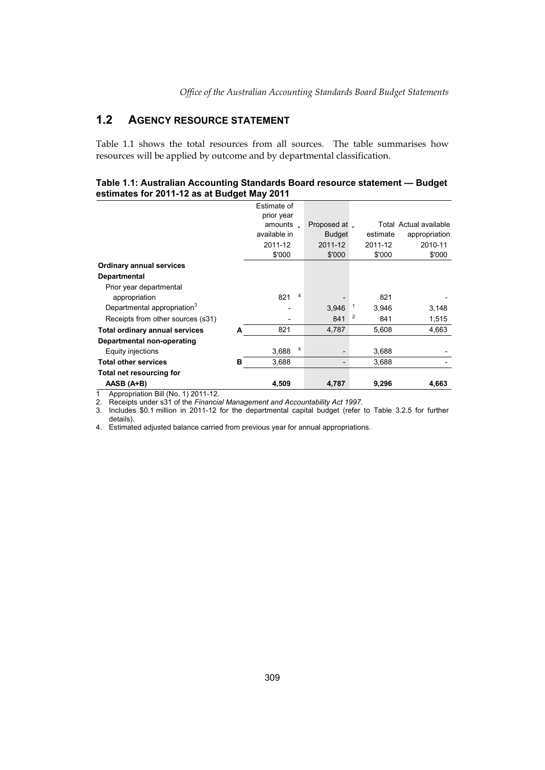## 1.2 AGENCY RESOURCE STATEMENT

Table 1.1 shows the total resources from all sources. The table summarises how resources will be applied by outcome and by departmental classification.

**Table 1.1: Australian Accounting Standards Board resource statement — Budget estimates for 2011-12 as at Budget May 2011**

| | | Estimate of prior year amounts available in + | Proposed at Budget = | Total estimate | Actual available appropriation |
|---|---|---|---|---|---|
| | | 2011-12 | 2011-12 | 2011-12 | 2010-11 |
| | | $'000 | $'000 | $'000 | $'000 |
| **Ordinary annual services** | | | | | |
| **Departmental** | | | | | |
| Prior year departmental appropriation | | 821 [4] | - | 821 | - |
| Departmental appropriation[3] | | - | 3,946 [1] | 3,946 | 3,148 |
| Receipts from other sources (s31) | | - | 841 [2] | 841 | 1,515 |
| **Total ordinary annual services** | **A** | 821 | 4,787 | 5,608 | 4,663 |
| **Departmental non-operating** | | | | | |
| Equity injections | | 3,688 [4] | - | 3,688 | - |
| **Total other services** | **B** | 3,688 | - | 3,688 | - |
| **Total net resourcing for AASB (A+B)** | | **4,509** | **4,787** | **9,296** | **4,663** |

1 Appropriation Bill (No. 1) 2011-12.
2. Receipts under s31 of the *Financial Management and Accountability Act 1997*.
3. Includes $0.1 million in 2011-12 for the departmental capital budget (refer to Table 3.2.5 for further details).
4. Estimated adjusted balance carried from previous year for annual appropriations.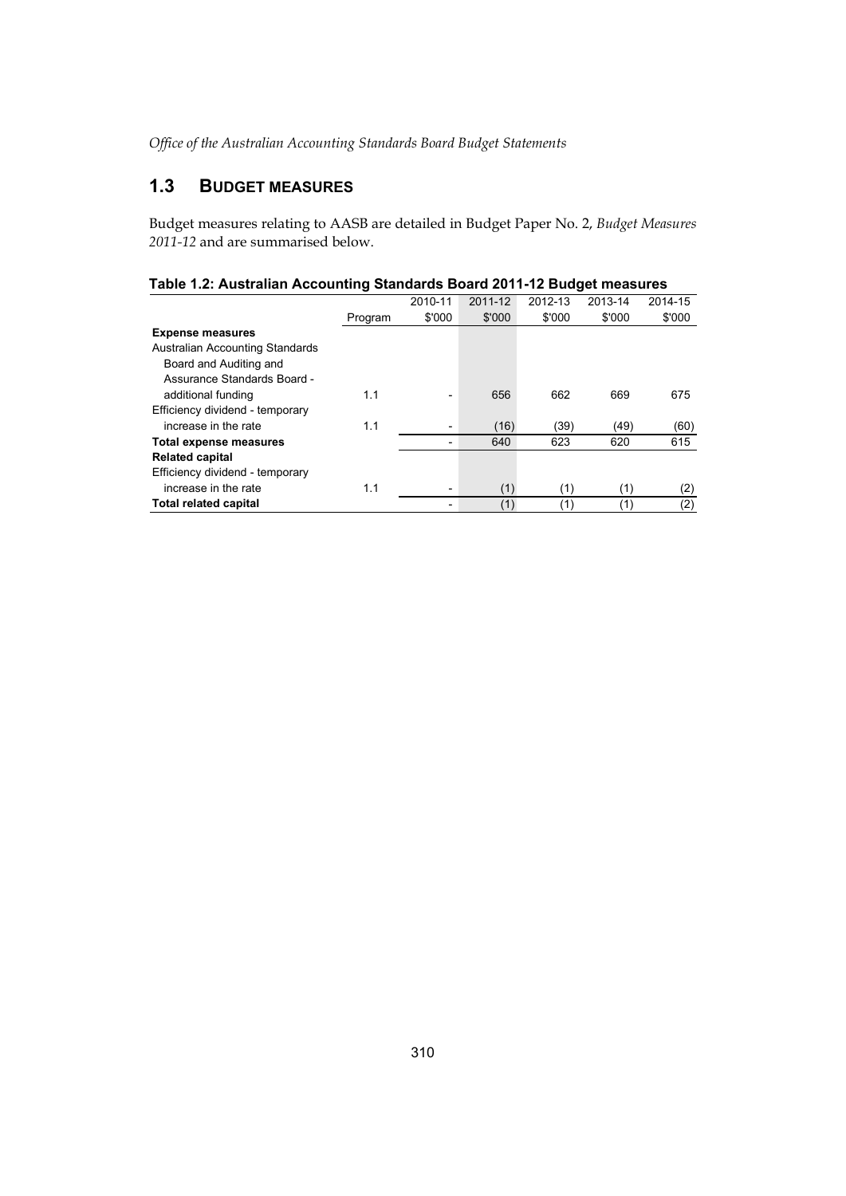## 1.3 BUDGET MEASURES

Budget measures relating to AASB are detailed in Budget Paper No. 2, *Budget Measures 2011-12* and are summarised below.

**Table 1.2: Australian Accounting Standards Board 2011-12 Budget measures**

| | Program | 2010-11 $'000 | 2011-12 $'000 | 2012-13 $'000 | 2013-14 $'000 | 2014-15 $'000 |
|---|---|---|---|---|---|---|
| **Expense measures** | | | | | | |
| Australian Accounting Standards Board and Auditing and Assurance Standards Board - additional funding | 1.1 | - | 656 | 662 | 669 | 675 |
| Efficiency dividend - temporary increase in the rate | 1.1 | - | (16) | (39) | (49) | (60) |
| **Total expense measures** | | - | 640 | 623 | 620 | 615 |
| **Related capital** | | | | | | |
| Efficiency dividend - temporary increase in the rate | 1.1 | - | (1) | (1) | (1) | (2) |
| **Total related capital** | | - | (1) | (1) | (1) | (2) |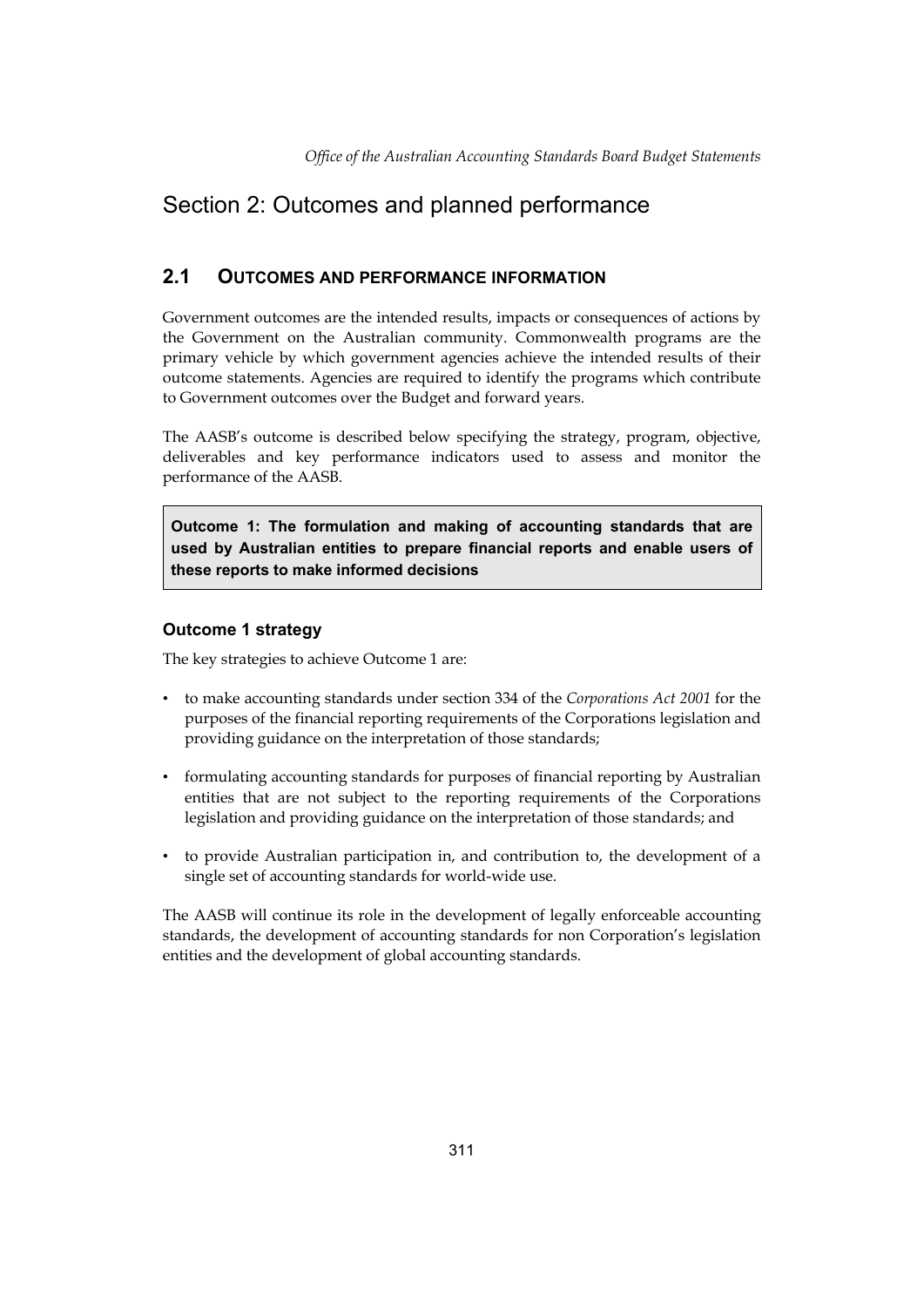# Section 2: Outcomes and planned performance

## 2.1 OUTCOMES AND PERFORMANCE INFORMATION

Government outcomes are the intended results, impacts or consequences of actions by the Government on the Australian community. Commonwealth programs are the primary vehicle by which government agencies achieve the intended results of their outcome statements. Agencies are required to identify the programs which contribute to Government outcomes over the Budget and forward years.

The AASB's outcome is described below specifying the strategy, program, objective, deliverables and key performance indicators used to assess and monitor the performance of the AASB.

**Outcome 1: The formulation and making of accounting standards that are used by Australian entities to prepare financial reports and enable users of these reports to make informed decisions**

### Outcome 1 strategy

The key strategies to achieve Outcome 1 are:

- to make accounting standards under section 334 of the *Corporations Act 2001* for the purposes of the financial reporting requirements of the Corporations legislation and providing guidance on the interpretation of those standards;
- formulating accounting standards for purposes of financial reporting by Australian entities that are not subject to the reporting requirements of the Corporations legislation and providing guidance on the interpretation of those standards; and
- to provide Australian participation in, and contribution to, the development of a single set of accounting standards for world-wide use.

The AASB will continue its role in the development of legally enforceable accounting standards, the development of accounting standards for non Corporation's legislation entities and the development of global accounting standards.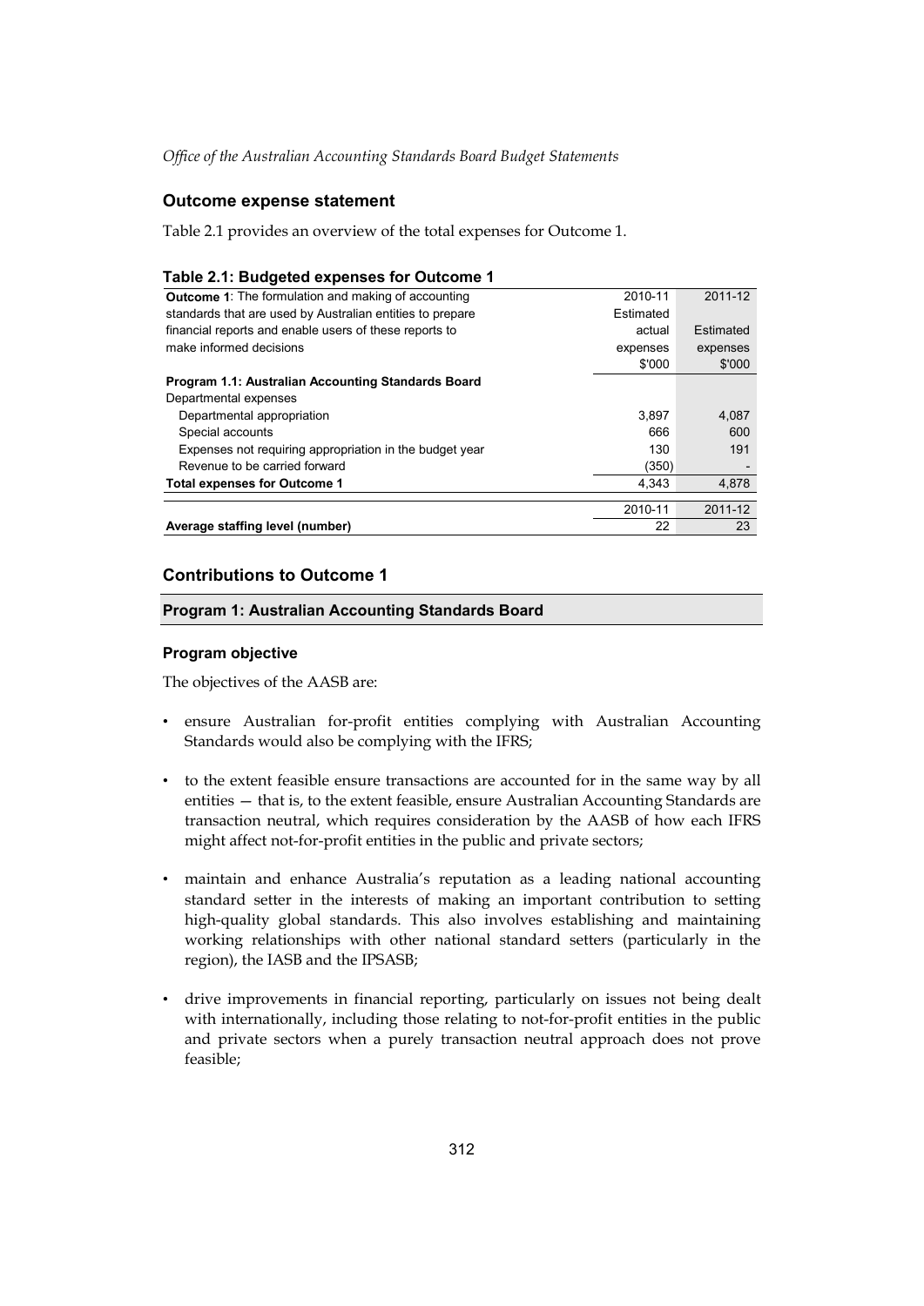## Outcome expense statement

Table 2.1 provides an overview of the total expenses for Outcome 1.

**Table 2.1: Budgeted expenses for Outcome 1**

| **Outcome 1**: The formulation and making of accounting standards that are used by Australian entities to prepare financial reports and enable users of these reports to make informed decisions | 2010-11 Estimated actual expenses $'000 | 2011-12 Estimated expenses $'000 |
|---|---|---|
| **Program 1.1: Australian Accounting Standards Board** | | |
| Departmental expenses | | |
| Departmental appropriation | 3,897 | 4,087 |
| Special accounts | 666 | 600 |
| Expenses not requiring appropriation in the budget year | 130 | 191 |
| Revenue to be carried forward | (350) | - |
| **Total expenses for Outcome 1** | 4,343 | 4,878 |
| | 2010-11 | 2011-12 |
| **Average staffing level (number)** | 22 | 23 |

## Contributions to Outcome 1

### Program 1: Australian Accounting Standards Board

#### Program objective

The objectives of the AASB are:

- ensure Australian for-profit entities complying with Australian Accounting Standards would also be complying with the IFRS;
- to the extent feasible ensure transactions are accounted for in the same way by all entities — that is, to the extent feasible, ensure Australian Accounting Standards are transaction neutral, which requires consideration by the AASB of how each IFRS might affect not-for-profit entities in the public and private sectors;
- maintain and enhance Australia's reputation as a leading national accounting standard setter in the interests of making an important contribution to setting high-quality global standards. This also involves establishing and maintaining working relationships with other national standard setters (particularly in the region), the IASB and the IPSASB;
- drive improvements in financial reporting, particularly on issues not being dealt with internationally, including those relating to not-for-profit entities in the public and private sectors when a purely transaction neutral approach does not prove feasible;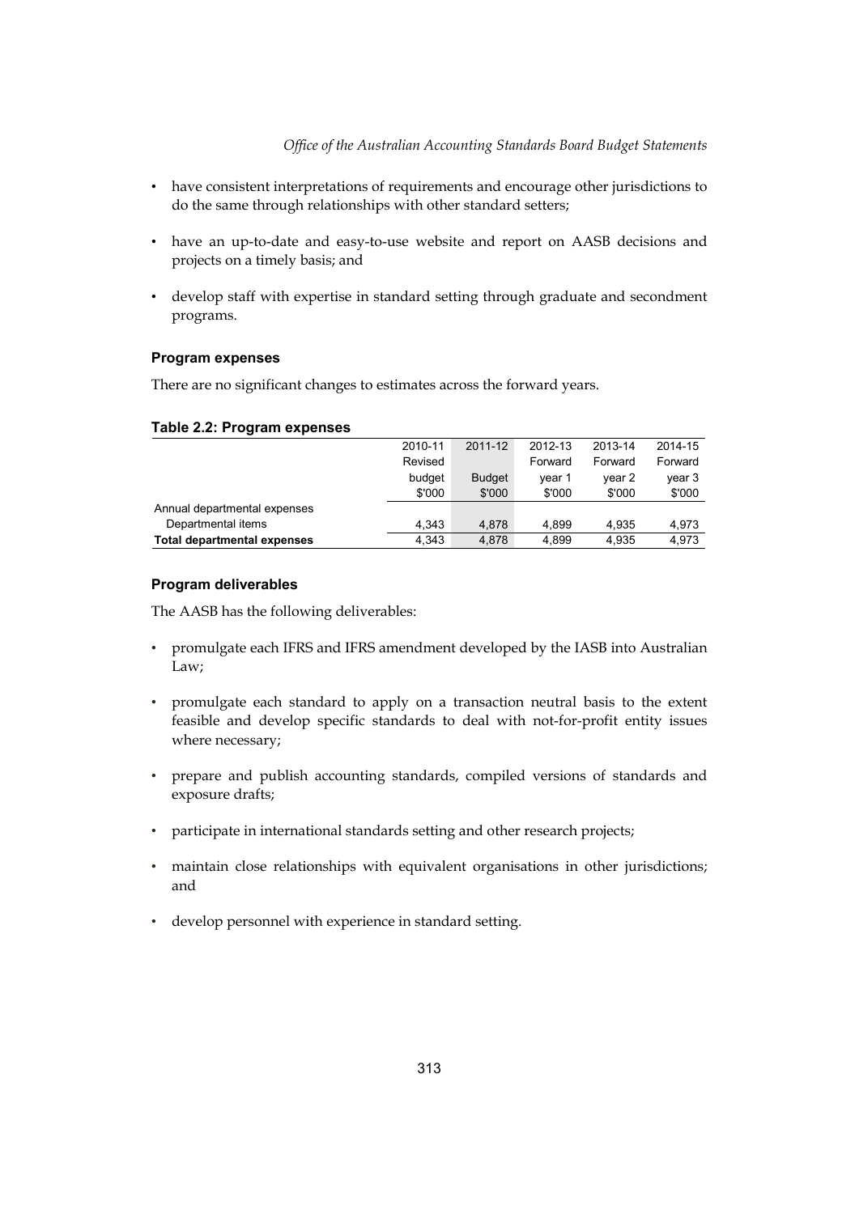- have consistent interpretations of requirements and encourage other jurisdictions to do the same through relationships with other standard setters;
- have an up-to-date and easy-to-use website and report on AASB decisions and projects on a timely basis; and
- develop staff with expertise in standard setting through graduate and secondment programs.

#### Program expenses

There are no significant changes to estimates across the forward years.

#### Table 2.2: Program expenses

| | 2010-11 Revised budget $'000 | 2011-12 Budget $'000 | 2012-13 Forward year 1 $'000 | 2013-14 Forward year 2 $'000 | 2014-15 Forward year 3 $'000 |
|---|---|---|---|---|---|
| Annual departmental expenses | | | | | |
| Departmental items | 4,343 | 4,878 | 4,899 | 4,935 | 4,973 |
| **Total departmental expenses** | 4,343 | 4,878 | 4,899 | 4,935 | 4,973 |

#### Program deliverables

The AASB has the following deliverables:

- promulgate each IFRS and IFRS amendment developed by the IASB into Australian Law;
- promulgate each standard to apply on a transaction neutral basis to the extent feasible and develop specific standards to deal with not-for-profit entity issues where necessary;
- prepare and publish accounting standards, compiled versions of standards and exposure drafts;
- participate in international standards setting and other research projects;
- maintain close relationships with equivalent organisations in other jurisdictions; and
- develop personnel with experience in standard setting.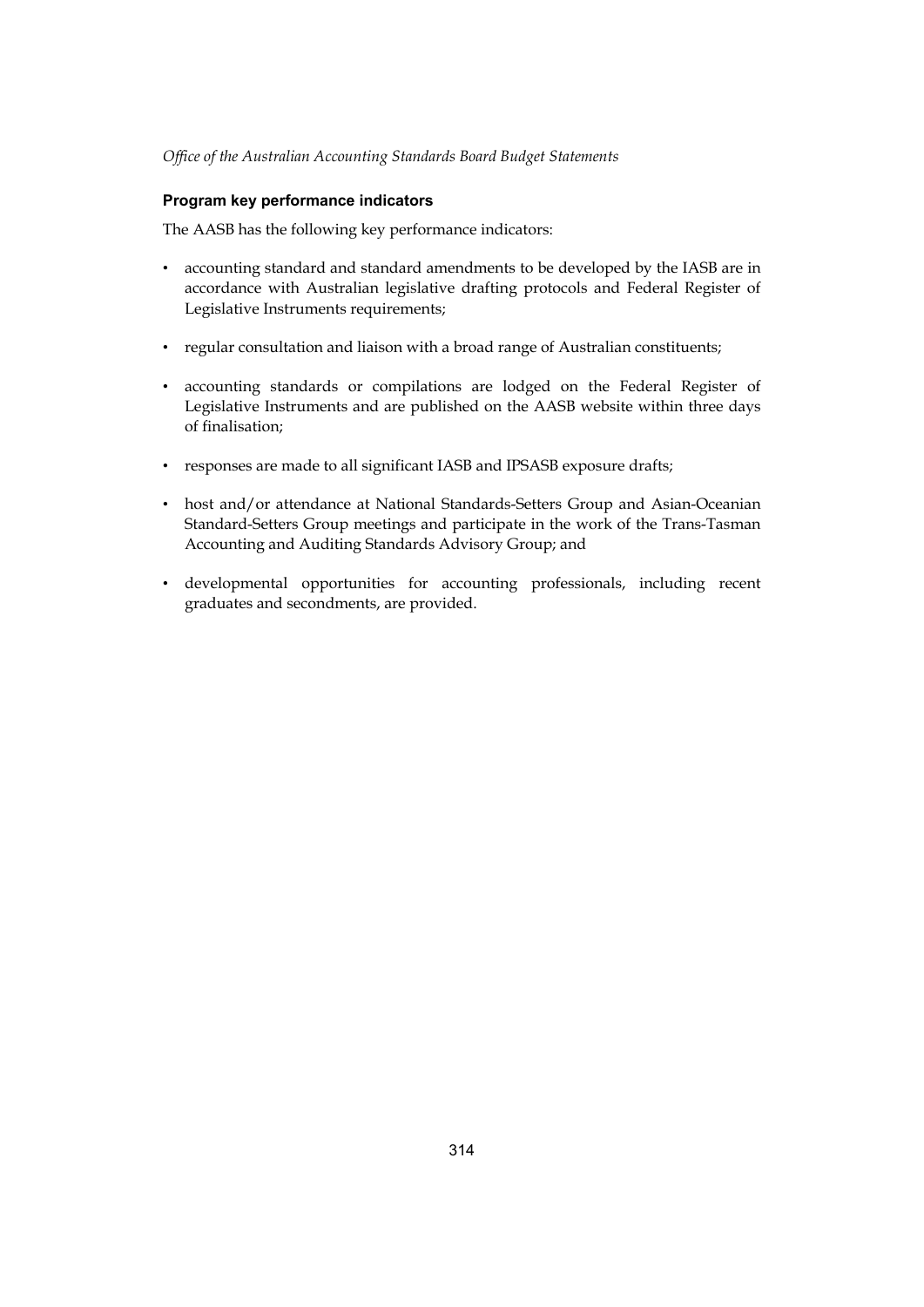### Program key performance indicators

The AASB has the following key performance indicators:

- accounting standard and standard amendments to be developed by the IASB are in accordance with Australian legislative drafting protocols and Federal Register of Legislative Instruments requirements;
- regular consultation and liaison with a broad range of Australian constituents;
- accounting standards or compilations are lodged on the Federal Register of Legislative Instruments and are published on the AASB website within three days of finalisation;
- responses are made to all significant IASB and IPSASB exposure drafts;
- host and/or attendance at National Standards-Setters Group and Asian-Oceanian Standard-Setters Group meetings and participate in the work of the Trans-Tasman Accounting and Auditing Standards Advisory Group; and
- developmental opportunities for accounting professionals, including recent graduates and secondments, are provided.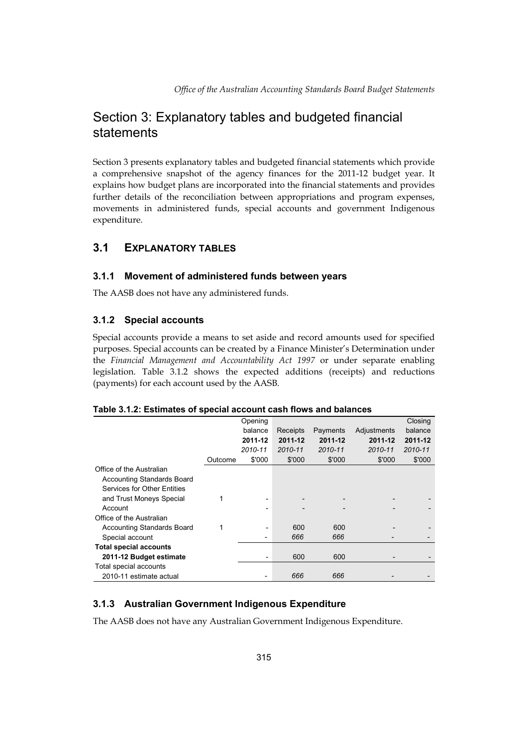# Section 3: Explanatory tables and budgeted financial statements

Section 3 presents explanatory tables and budgeted financial statements which provide a comprehensive snapshot of the agency finances for the 2011-12 budget year. It explains how budget plans are incorporated into the financial statements and provides further details of the reconciliation between appropriations and program expenses, movements in administered funds, special accounts and government Indigenous expenditure.

## 3.1 EXPLANATORY TABLES

### 3.1.1 Movement of administered funds between years

The AASB does not have any administered funds.

### 3.1.2 Special accounts

Special accounts provide a means to set aside and record amounts used for specified purposes. Special accounts can be created by a Finance Minister's Determination under the *Financial Management and Accountability Act 1997* or under separate enabling legislation. Table 3.1.2 shows the expected additions (receipts) and reductions (payments) for each account used by the AASB.

**Table 3.1.2: Estimates of special account cash flows and balances**

| | Outcome | Opening balance 2011-12 *2010-11* $'000 | Receipts 2011-12 *2010-11* $'000 | Payments 2011-12 *2010-11* $'000 | Adjustments 2011-12 *2010-11* $'000 | Closing balance 2011-12 *2010-11* $'000 |
|---|---|---|---|---|---|---|
| Office of the Australian Accounting Standards Board Services for Other Entities and Trust Moneys Special | 1 | - | - | - | - | - |
| Account | | - | - | - | - | - |
| Office of the Australian Accounting Standards Board | 1 | - | 600 | 600 | - | - |
| Special account | | - | *666* | *666* | - | - |
| **Total special accounts** | | | | | | |
| **2011-12 Budget estimate** | | - | 600 | 600 | - | - |
| Total special accounts | | | | | | |
| 2010-11 estimate actual | | - | *666* | *666* | - | - |

### 3.1.3 Australian Government Indigenous Expenditure

The AASB does not have any Australian Government Indigenous Expenditure.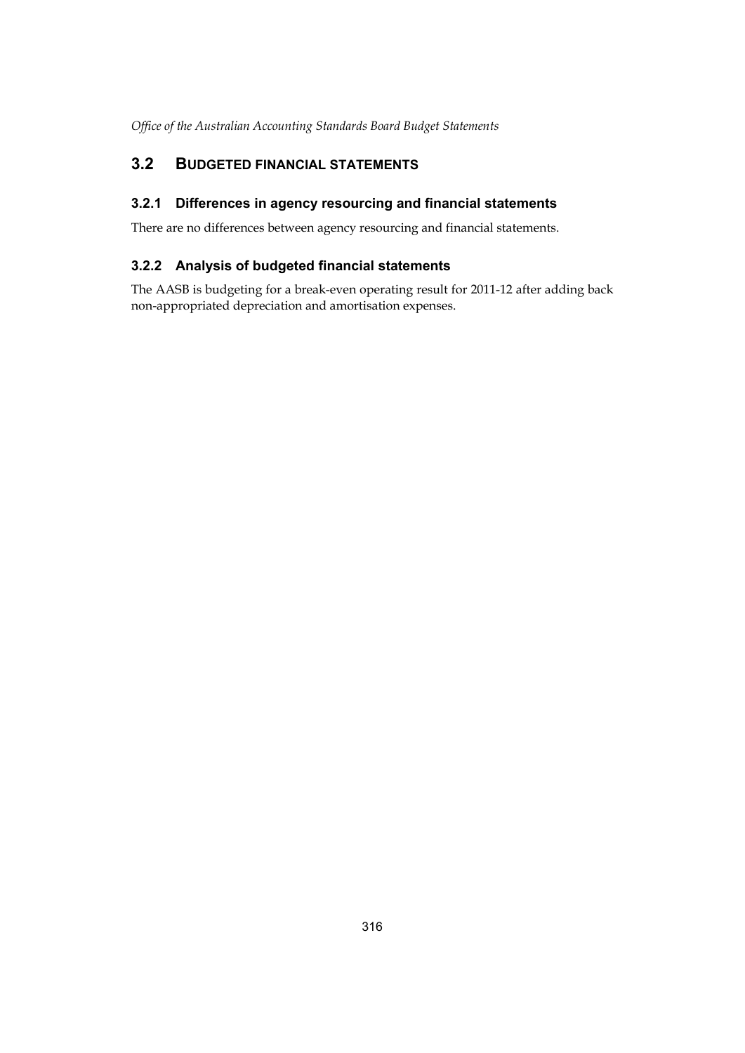## 3.2 BUDGETED FINANCIAL STATEMENTS

### 3.2.1 Differences in agency resourcing and financial statements

There are no differences between agency resourcing and financial statements.

### 3.2.2 Analysis of budgeted financial statements

The AASB is budgeting for a break-even operating result for 2011-12 after adding back non-appropriated depreciation and amortisation expenses.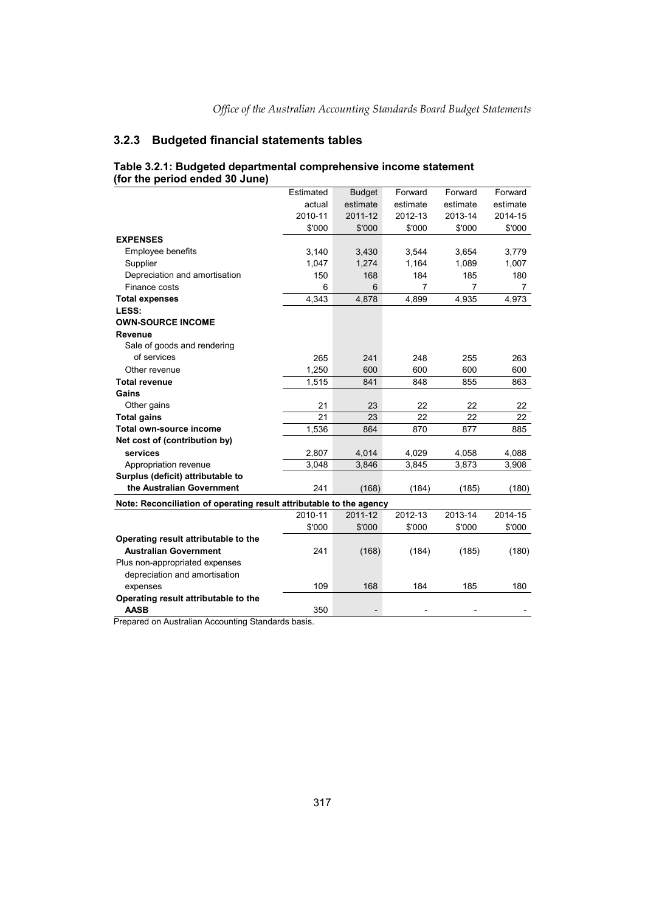### 3.2.3 Budgeted financial statements tables

**Table 3.2.1: Budgeted departmental comprehensive income statement (for the period ended 30 June)**

| | Estimated actual 2010-11 $'000 | Budget estimate 2011-12 $'000 | Forward estimate 2012-13 $'000 | Forward estimate 2013-14 $'000 | Forward estimate 2014-15 $'000 |
|---|---|---|---|---|---|
| **EXPENSES** | | | | | |
| Employee benefits | 3,140 | 3,430 | 3,544 | 3,654 | 3,779 |
| Supplier | 1,047 | 1,274 | 1,164 | 1,089 | 1,007 |
| Depreciation and amortisation | 150 | 168 | 184 | 185 | 180 |
| Finance costs | 6 | 6 | 7 | 7 | 7 |
| **Total expenses** | 4,343 | 4,878 | 4,899 | 4,935 | 4,973 |
| **LESS:** | | | | | |
| **OWN-SOURCE INCOME** | | | | | |
| **Revenue** | | | | | |
| Sale of goods and rendering of services | 265 | 241 | 248 | 255 | 263 |
| Other revenue | 1,250 | 600 | 600 | 600 | 600 |
| **Total revenue** | 1,515 | 841 | 848 | 855 | 863 |
| **Gains** | | | | | |
| Other gains | 21 | 23 | 22 | 22 | 22 |
| **Total gains** | 21 | 23 | 22 | 22 | 22 |
| **Total own-source income** | 1,536 | 864 | 870 | 877 | 885 |
| **Net cost of (contribution by) services** | 2,807 | 4,014 | 4,029 | 4,058 | 4,088 |
| Appropriation revenue | 3,048 | 3,846 | 3,845 | 3,873 | 3,908 |
| **Surplus (deficit) attributable to the Australian Government** | 241 | (168) | (184) | (185) | (180) |

**Note: Reconciliation of operating result attributable to the agency**

| | 2010-11 $'000 | 2011-12 $'000 | 2012-13 $'000 | 2013-14 $'000 | 2014-15 $'000 |
|---|---|---|---|---|---|
| **Operating result attributable to the Australian Government** | 241 | (168) | (184) | (185) | (180) |
| Plus non-appropriated expenses depreciation and amortisation expenses | 109 | 168 | 184 | 185 | 180 |
| **Operating result attributable to the AASB** | 350 | - | - | - | - |

Prepared on Australian Accounting Standards basis.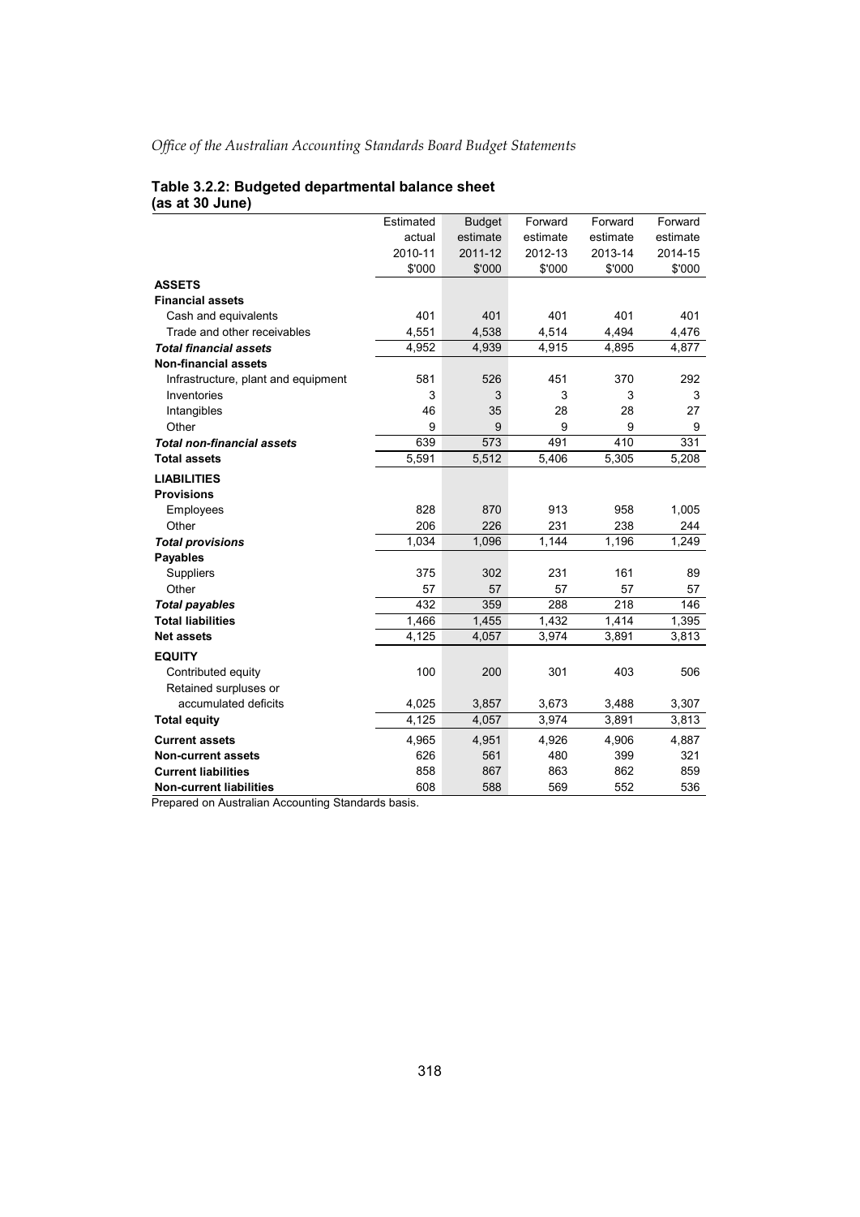**Table 3.2.2: Budgeted departmental balance sheet (as at 30 June)**

| | Estimated actual 2010-11 $'000 | Budget estimate 2011-12 $'000 | Forward estimate 2012-13 $'000 | Forward estimate 2013-14 $'000 | Forward estimate 2014-15 $'000 |
|---|---|---|---|---|---|
| **ASSETS** | | | | | |
| **Financial assets** | | | | | |
| Cash and equivalents | 401 | 401 | 401 | 401 | 401 |
| Trade and other receivables | 4,551 | 4,538 | 4,514 | 4,494 | 4,476 |
| ***Total financial assets*** | 4,952 | 4,939 | 4,915 | 4,895 | 4,877 |
| **Non-financial assets** | | | | | |
| Infrastructure, plant and equipment | 581 | 526 | 451 | 370 | 292 |
| Inventories | 3 | 3 | 3 | 3 | 3 |
| Intangibles | 46 | 35 | 28 | 28 | 27 |
| Other | 9 | 9 | 9 | 9 | 9 |
| ***Total non-financial assets*** | 639 | 573 | 491 | 410 | 331 |
| **Total assets** | 5,591 | 5,512 | 5,406 | 5,305 | 5,208 |
| **LIABILITIES** | | | | | |
| **Provisions** | | | | | |
| Employees | 828 | 870 | 913 | 958 | 1,005 |
| Other | 206 | 226 | 231 | 238 | 244 |
| ***Total provisions*** | 1,034 | 1,096 | 1,144 | 1,196 | 1,249 |
| **Payables** | | | | | |
| Suppliers | 375 | 302 | 231 | 161 | 89 |
| Other | 57 | 57 | 57 | 57 | 57 |
| ***Total payables*** | 432 | 359 | 288 | 218 | 146 |
| **Total liabilities** | 1,466 | 1,455 | 1,432 | 1,414 | 1,395 |
| **Net assets** | 4,125 | 4,057 | 3,974 | 3,891 | 3,813 |
| **EQUITY** | | | | | |
| Contributed equity | 100 | 200 | 301 | 403 | 506 |
| Retained surpluses or accumulated deficits | 4,025 | 3,857 | 3,673 | 3,488 | 3,307 |
| **Total equity** | 4,125 | 4,057 | 3,974 | 3,891 | 3,813 |
| **Current assets** | 4,965 | 4,951 | 4,926 | 4,906 | 4,887 |
| **Non-current assets** | 626 | 561 | 480 | 399 | 321 |
| **Current liabilities** | 858 | 867 | 863 | 862 | 859 |
| **Non-current liabilities** | 608 | 588 | 569 | 552 | 536 |

Prepared on Australian Accounting Standards basis.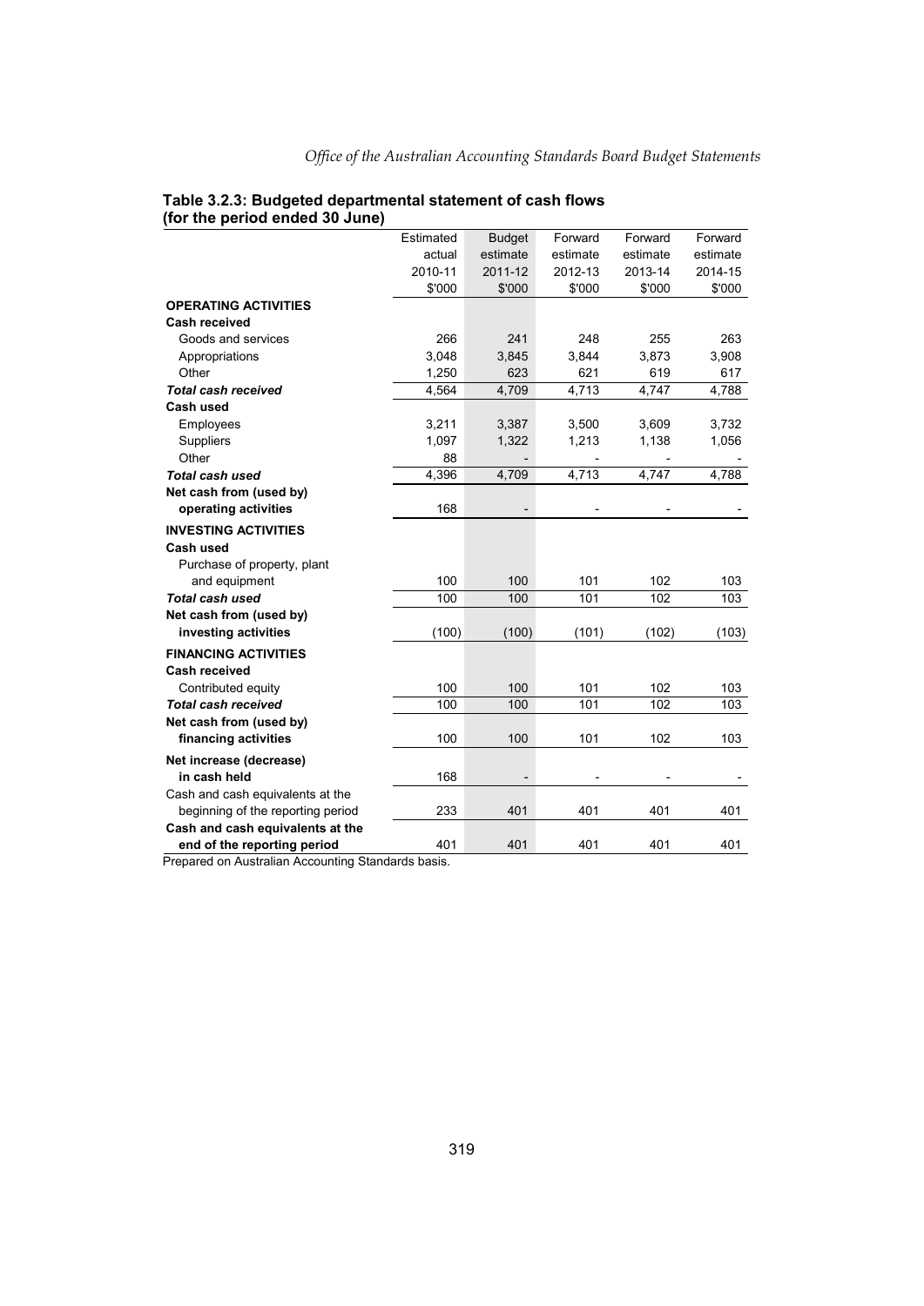**Table 3.2.3: Budgeted departmental statement of cash flows (for the period ended 30 June)**

| | Estimated actual 2010-11 $'000 | Budget estimate 2011-12 $'000 | Forward estimate 2012-13 $'000 | Forward estimate 2013-14 $'000 | Forward estimate 2014-15 $'000 |
|---|---|---|---|---|---|
| **OPERATING ACTIVITIES** | | | | | |
| **Cash received** | | | | | |
| Goods and services | 266 | 241 | 248 | 255 | 263 |
| Appropriations | 3,048 | 3,845 | 3,844 | 3,873 | 3,908 |
| Other | 1,250 | 623 | 621 | 619 | 617 |
| ***Total cash received*** | 4,564 | 4,709 | 4,713 | 4,747 | 4,788 |
| **Cash used** | | | | | |
| Employees | 3,211 | 3,387 | 3,500 | 3,609 | 3,732 |
| Suppliers | 1,097 | 1,322 | 1,213 | 1,138 | 1,056 |
| Other | 88 | - | - | - | - |
| ***Total cash used*** | 4,396 | 4,709 | 4,713 | 4,747 | 4,788 |
| **Net cash from (used by) operating activities** | 168 | - | - | - | - |
| **INVESTING ACTIVITIES** | | | | | |
| **Cash used** | | | | | |
| Purchase of property, plant and equipment | 100 | 100 | 101 | 102 | 103 |
| ***Total cash used*** | 100 | 100 | 101 | 102 | 103 |
| **Net cash from (used by) investing activities** | (100) | (100) | (101) | (102) | (103) |
| **FINANCING ACTIVITIES** | | | | | |
| **Cash received** | | | | | |
| Contributed equity | 100 | 100 | 101 | 102 | 103 |
| ***Total cash received*** | 100 | 100 | 101 | 102 | 103 |
| **Net cash from (used by) financing activities** | 100 | 100 | 101 | 102 | 103 |
| **Net increase (decrease) in cash held** | 168 | - | - | - | - |
| Cash and cash equivalents at the beginning of the reporting period | 233 | 401 | 401 | 401 | 401 |
| **Cash and cash equivalents at the end of the reporting period** | 401 | 401 | 401 | 401 | 401 |

Prepared on Australian Accounting Standards basis.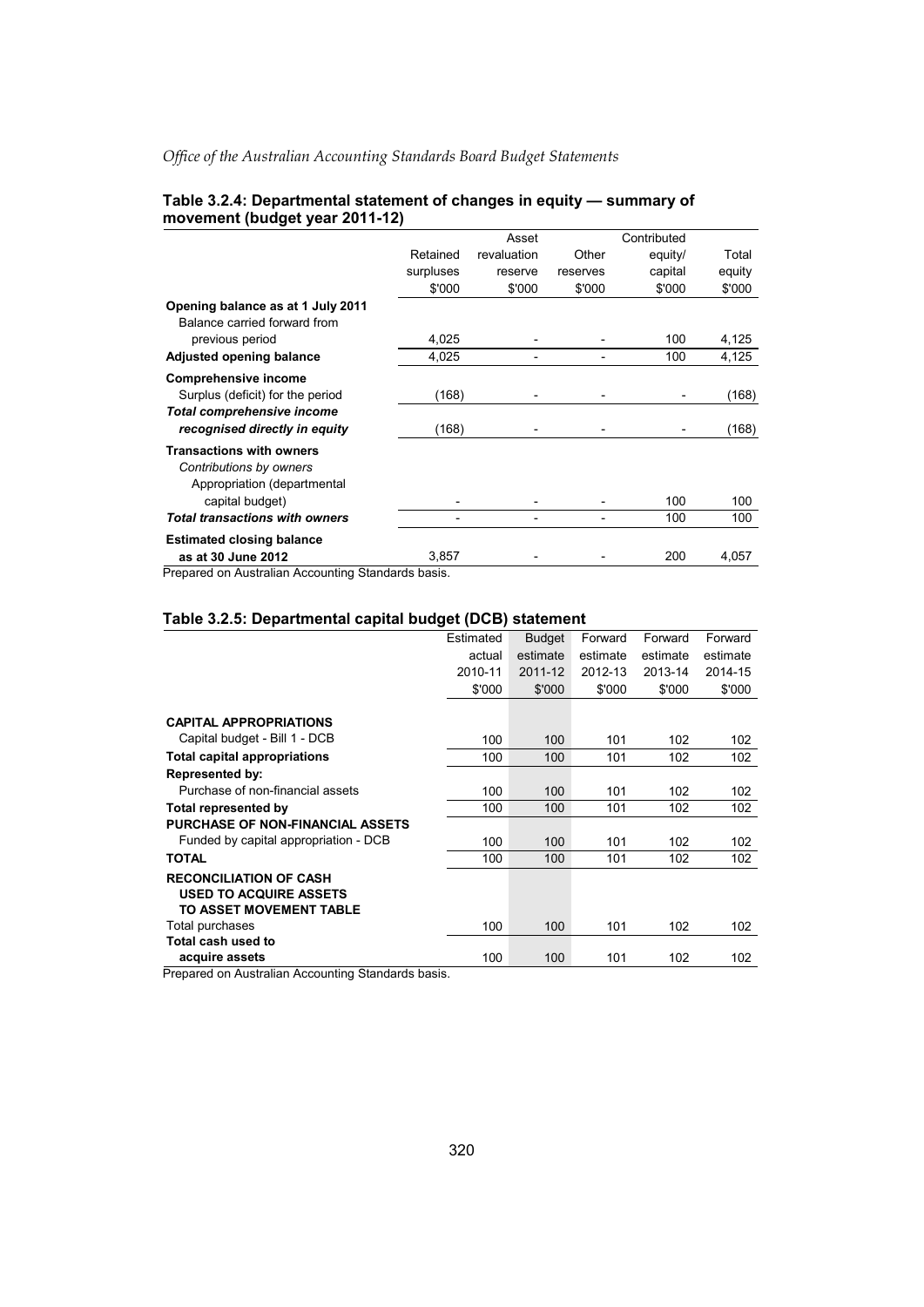### Table 3.2.4: Departmental statement of changes in equity — summary of movement (budget year 2011-12)

| | Retained surpluses $'000 | Asset revaluation reserve $'000 | Other reserves $'000 | Contributed equity/ capital $'000 | Total equity $'000 |
|---|---|---|---|---|---|
| **Opening balance as at 1 July 2011** | | | | | |
| Balance carried forward from previous period | 4,025 | - | - | 100 | 4,125 |
| **Adjusted opening balance** | 4,025 | - | - | 100 | 4,125 |
| **Comprehensive income** | | | | | |
| Surplus (deficit) for the period | (168) | - | - | - | (168) |
| ***Total comprehensive income recognised directly in equity*** | (168) | - | - | - | (168) |
| **Transactions with owners** | | | | | |
| *Contributions by owners* | | | | | |
| Appropriation (departmental capital budget) | - | - | - | 100 | 100 |
| ***Total transactions with owners*** | - | - | - | 100 | 100 |
| **Estimated closing balance as at 30 June 2012** | 3,857 | - | - | 200 | 4,057 |

Prepared on Australian Accounting Standards basis.

### Table 3.2.5: Departmental capital budget (DCB) statement

| | Estimated actual 2010-11 $'000 | Budget estimate 2011-12 $'000 | Forward estimate 2012-13 $'000 | Forward estimate 2013-14 $'000 | Forward estimate 2014-15 $'000 |
|---|---|---|---|---|---|
| **CAPITAL APPROPRIATIONS** | | | | | |
| Capital budget - Bill 1 - DCB | 100 | 100 | 101 | 102 | 102 |
| **Total capital appropriations** | 100 | 100 | 101 | 102 | 102 |
| **Represented by:** | | | | | |
| Purchase of non-financial assets | 100 | 100 | 101 | 102 | 102 |
| **Total represented by** | 100 | 100 | 101 | 102 | 102 |
| **PURCHASE OF NON-FINANCIAL ASSETS** | | | | | |
| Funded by capital appropriation - DCB | 100 | 100 | 101 | 102 | 102 |
| **TOTAL** | 100 | 100 | 101 | 102 | 102 |
| **RECONCILIATION OF CASH USED TO ACQUIRE ASSETS TO ASSET MOVEMENT TABLE** | | | | | |
| Total purchases | 100 | 100 | 101 | 102 | 102 |
| **Total cash used to acquire assets** | 100 | 100 | 101 | 102 | 102 |

Prepared on Australian Accounting Standards basis.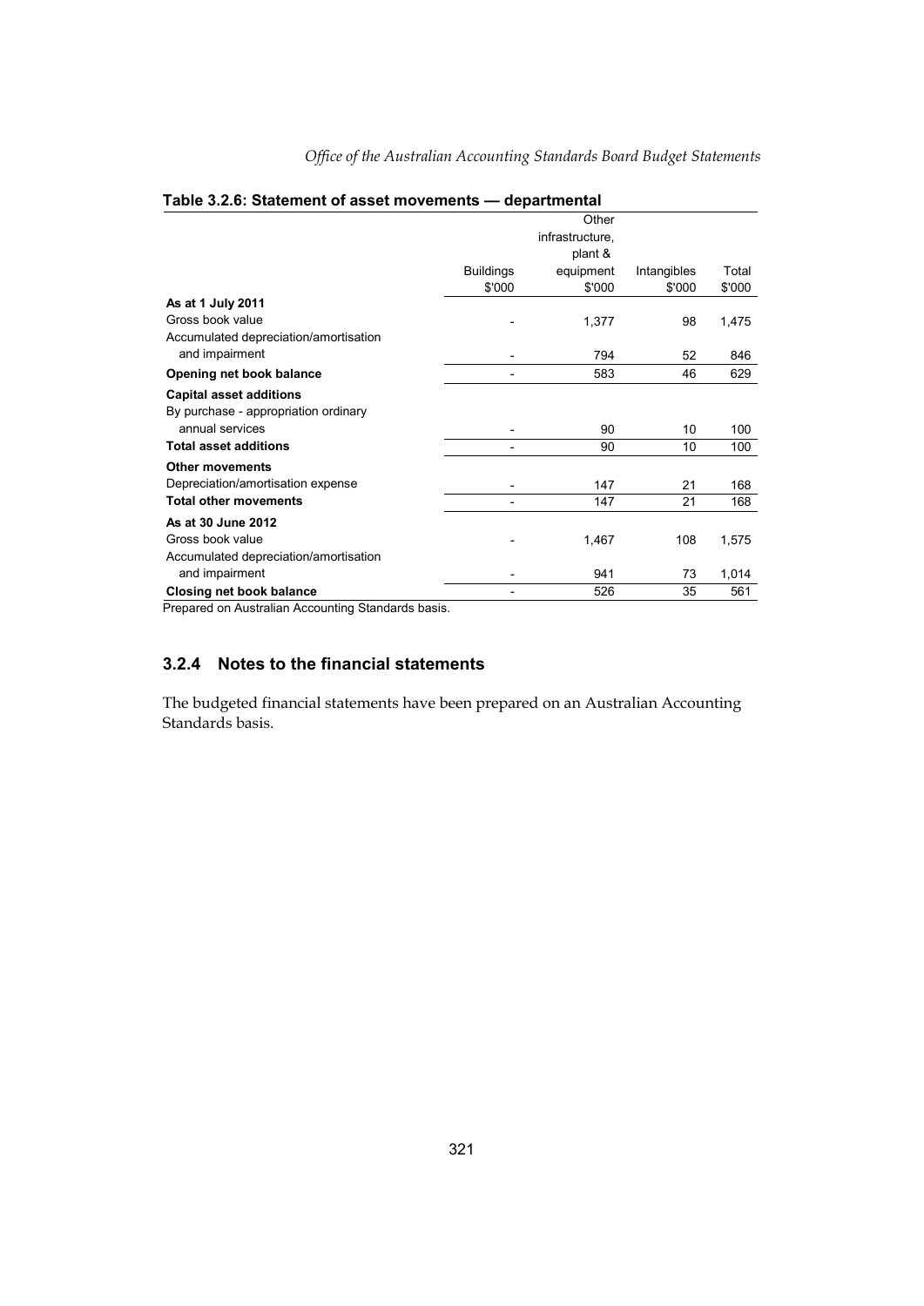**Table 3.2.6: Statement of asset movements — departmental**

| | Buildings $'000 | Other infrastructure, plant & equipment $'000 | Intangibles $'000 | Total $'000 |
|---|---|---|---|---|
| **As at 1 July 2011** | | | | |
| Gross book value | - | 1,377 | 98 | 1,475 |
| Accumulated depreciation/amortisation and impairment | - | 794 | 52 | 846 |
| **Opening net book balance** | - | 583 | 46 | 629 |
| **Capital asset additions** | | | | |
| By purchase - appropriation ordinary annual services | - | 90 | 10 | 100 |
| **Total asset additions** | - | 90 | 10 | 100 |
| **Other movements** | | | | |
| Depreciation/amortisation expense | - | 147 | 21 | 168 |
| **Total other movements** | - | 147 | 21 | 168 |
| **As at 30 June 2012** | | | | |
| Gross book value | - | 1,467 | 108 | 1,575 |
| Accumulated depreciation/amortisation and impairment | - | 941 | 73 | 1,014 |
| **Closing net book balance** | - | 526 | 35 | 561 |

Prepared on Australian Accounting Standards basis.

### 3.2.4 Notes to the financial statements

The budgeted financial statements have been prepared on an Australian Accounting Standards basis.